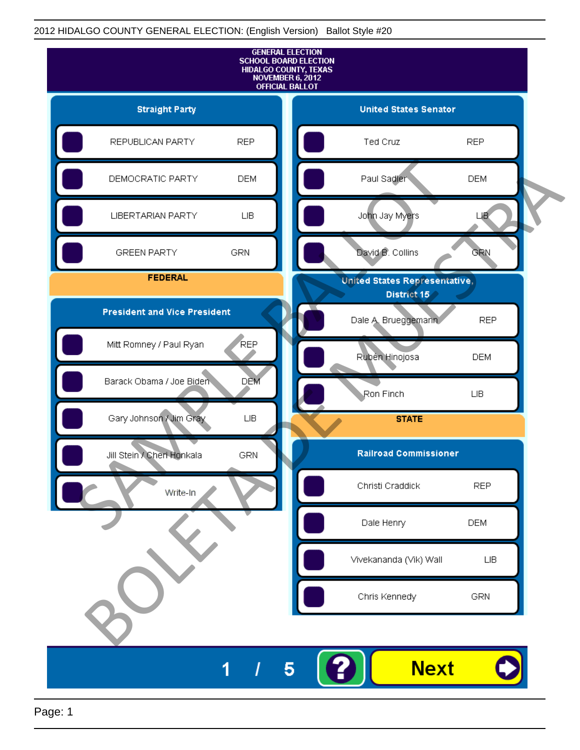2012 HIDALGO COUNTY GENERAL ELECTION: (English Version) Ballot Style #20

# GENERAL ELECTION
# SCHOOL BOARD ELECTION
# HIDALGO COUNTY, TEXAS
# NOVEMBER 6, 2012
# OFFICIAL BALLOT

## Straight Party

| Party | |
|---|---|
| REPUBLICAN PARTY | REP |
| DEMOCRATIC PARTY | DEM |
| LIBERTARIAN PARTY | LIB |
| GREEN PARTY | GRN |

## FEDERAL

### President and Vice President

| Candidate | |
|---|---|
| Mitt Romney / Paul Ryan | REP |
| Barack Obama / Joe Biden | DEM |
| Gary Johnson / Jim Gray | LIB |
| Jill Stein / Cheri Honkala | GRN |
| Write-In | |

### United States Senator

| Candidate | |
|---|---|
| Ted Cruz | REP |
| Paul Sadler | DEM |
| John Jay Myers | LIB |
| David B. Collins | GRN |

### United States Representative, District 15

| Candidate | |
|---|---|
| Dale A. Brueggemann | REP |
| Rubén Hinojosa | DEM |
| Ron Finch | LIB |

## STATE

### Railroad Commissioner

| Candidate | |
|---|---|
| Christi Craddick | REP |
| Dale Henry | DEM |
| Vivekananda (Vik) Wall | LIB |
| Chris Kennedy | GRN |

SAMPLE BALLOT
BOLETA DE MUESTRA

1 / 5

?

Next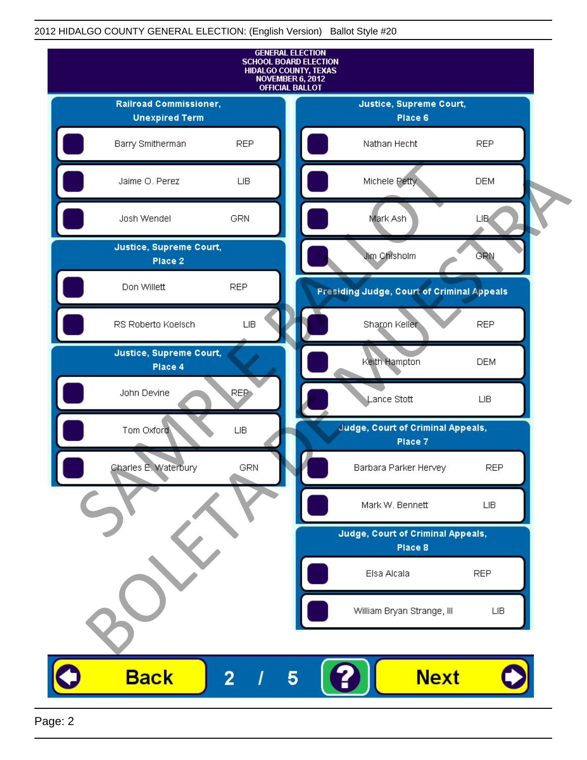2012 HIDALGO COUNTY GENERAL ELECTION: (English Version) Ballot Style #20

**GENERAL ELECTION**
**SCHOOL BOARD ELECTION**
**HIDALGO COUNTY, TEXAS**
**NOVEMBER 6, 2012**
**OFFICIAL BALLOT**

### Railroad Commissioner, Unexpired Term

| Candidate | Party |
|---|---|
| Barry Smitherman | REP |
| Jaime O. Perez | LIB |
| Josh Wendel | GRN |

### Justice, Supreme Court, Place 2

| Candidate | Party |
|---|---|
| Don Willett | REP |
| RS Roberto Koelsch | LIB |

### Justice, Supreme Court, Place 4

| Candidate | Party |
|---|---|
| John Devine | REP |
| Tom Oxford | LIB |
| Charles E. Waterbury | GRN |

### Justice, Supreme Court, Place 6

| Candidate | Party |
|---|---|
| Nathan Hecht | REP |
| Michele Petty | DEM |
| Mark Ash | LIB |
| Jim Chisholm | GRN |

### Presiding Judge, Court of Criminal Appeals

| Candidate | Party |
|---|---|
| Sharon Keller | REP |
| Keith Hampton | DEM |
| Lance Stott | LIB |

### Judge, Court of Criminal Appeals, Place 7

| Candidate | Party |
|---|---|
| Barbara Parker Hervey | REP |
| Mark W. Bennett | LIB |

### Judge, Court of Criminal Appeals, Place 8

| Candidate | Party |
|---|---|
| Elsa Alcala | REP |
| William Bryan Strange, III | LIB |

SAMPLE BALLOT
BOLETA DE MUESTRA

Back    2 / 5    ?    Next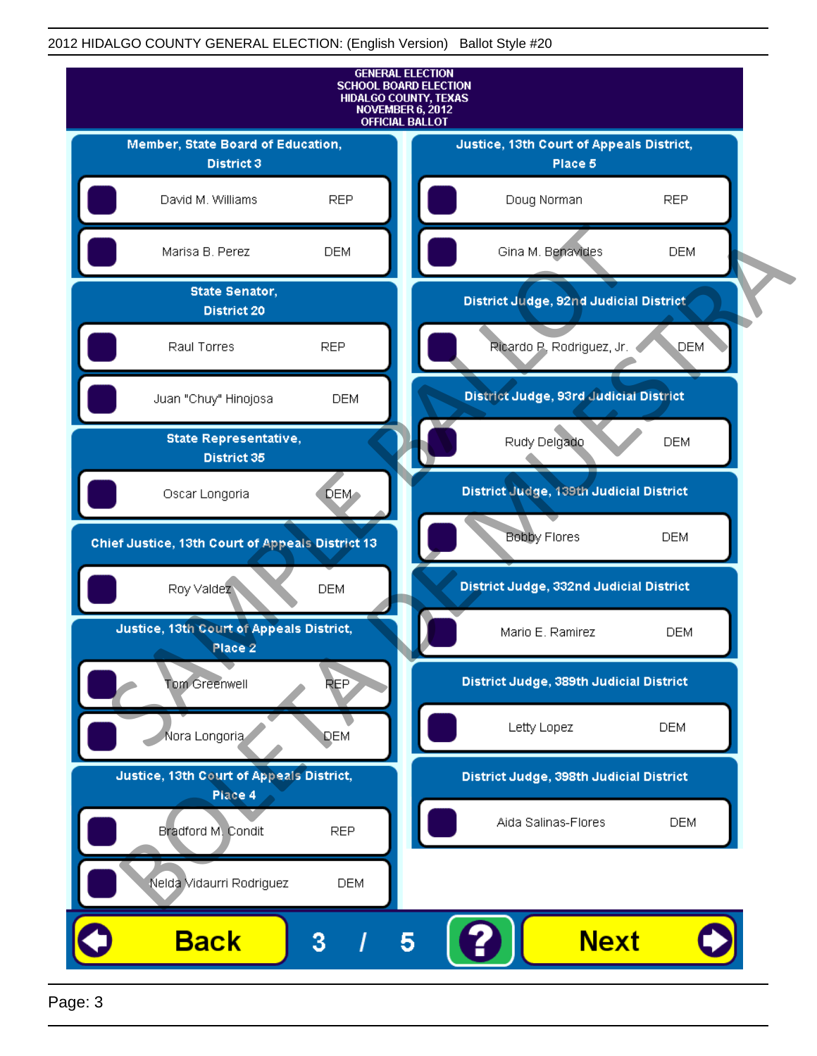2012 HIDALGO COUNTY GENERAL ELECTION: (English Version) Ballot Style #20

GENERAL ELECTION
SCHOOL BOARD ELECTION
HIDALGO COUNTY, TEXAS
NOVEMBER 6, 2012
OFFICIAL BALLOT

### Member, State Board of Education, District 3

| Candidate | Party |
|---|---|
| David M. Williams | REP |
| Marisa B. Perez | DEM |

### State Senator, District 20

| Candidate | Party |
|---|---|
| Raul Torres | REP |
| Juan "Chuy" Hinojosa | DEM |

### State Representative, District 35

| Candidate | Party |
|---|---|
| Oscar Longoria | DEM |

### Chief Justice, 13th Court of Appeals District 13

| Candidate | Party |
|---|---|
| Roy Valdez | DEM |

### Justice, 13th Court of Appeals District, Place 2

| Candidate | Party |
|---|---|
| Tom Greenwell | REP |
| Nora Longoria | DEM |

### Justice, 13th Court of Appeals District, Place 4

| Candidate | Party |
|---|---|
| Bradford M. Condit | REP |
| Nelda Vidaurri Rodriguez | DEM |

### Justice, 13th Court of Appeals District, Place 5

| Candidate | Party |
|---|---|
| Doug Norman | REP |
| Gina M. Benavides | DEM |

### District Judge, 92nd Judicial District

| Candidate | Party |
|---|---|
| Ricardo P. Rodriguez, Jr. | DEM |

### District Judge, 93rd Judicial District

| Candidate | Party |
|---|---|
| Rudy Delgado | DEM |

### District Judge, 139th Judicial District

| Candidate | Party |
|---|---|
| Bobby Flores | DEM |

### District Judge, 332nd Judicial District

| Candidate | Party |
|---|---|
| Mario E. Ramirez | DEM |

### District Judge, 389th Judicial District

| Candidate | Party |
|---|---|
| Letty Lopez | DEM |

### District Judge, 398th Judicial District

| Candidate | Party |
|---|---|
| Aida Salinas-Flores | DEM |

SAMPLE BALLOT — BOLETA DE MUESTRA

Back 3 / 5 ? Next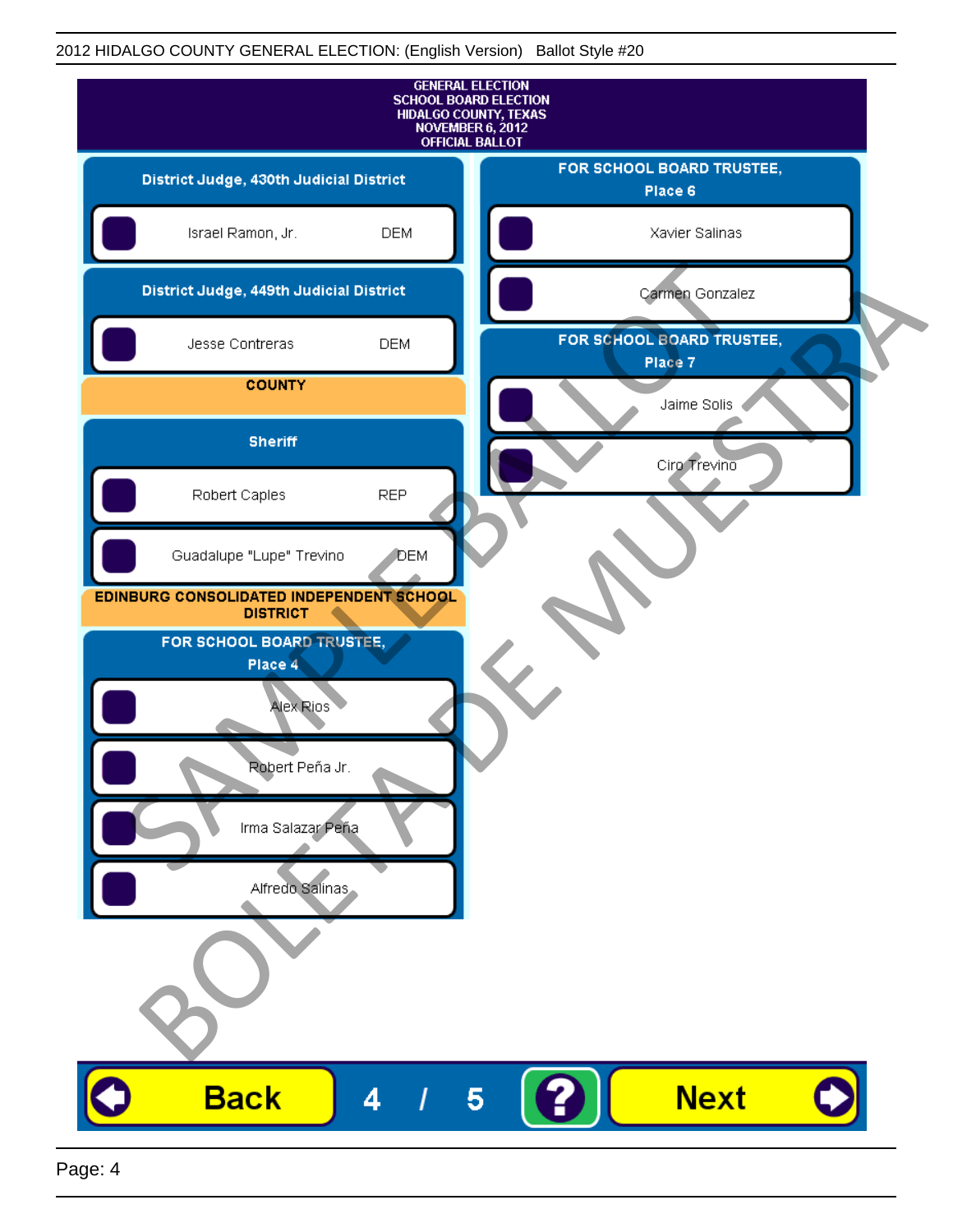2012 HIDALGO COUNTY GENERAL ELECTION: (English Version) Ballot Style #20

# GENERAL ELECTION
# SCHOOL BOARD ELECTION
# HIDALGO COUNTY, TEXAS
# NOVEMBER 6, 2012
# OFFICIAL BALLOT

## District Judge, 430th Judicial District

- Israel Ramon, Jr. DEM

## District Judge, 449th Judicial District

- Jesse Contreras DEM

## COUNTY

## Sheriff

- Robert Caples REP
- Guadalupe "Lupe" Trevino DEM

## EDINBURG CONSOLIDATED INDEPENDENT SCHOOL DISTRICT

## FOR SCHOOL BOARD TRUSTEE, Place 4

- Alex Rios
- Robert Peña Jr.
- Irma Salazar Peña
- Alfredo Salinas

## FOR SCHOOL BOARD TRUSTEE, Place 6

- Xavier Salinas
- Carmen Gonzalez

## FOR SCHOOL BOARD TRUSTEE, Place 7

- Jaime Solis
- Ciro Trevino

SAMPLE BALLOT
BOLETA DE MUESTRA

Back 4 / 5 ? Next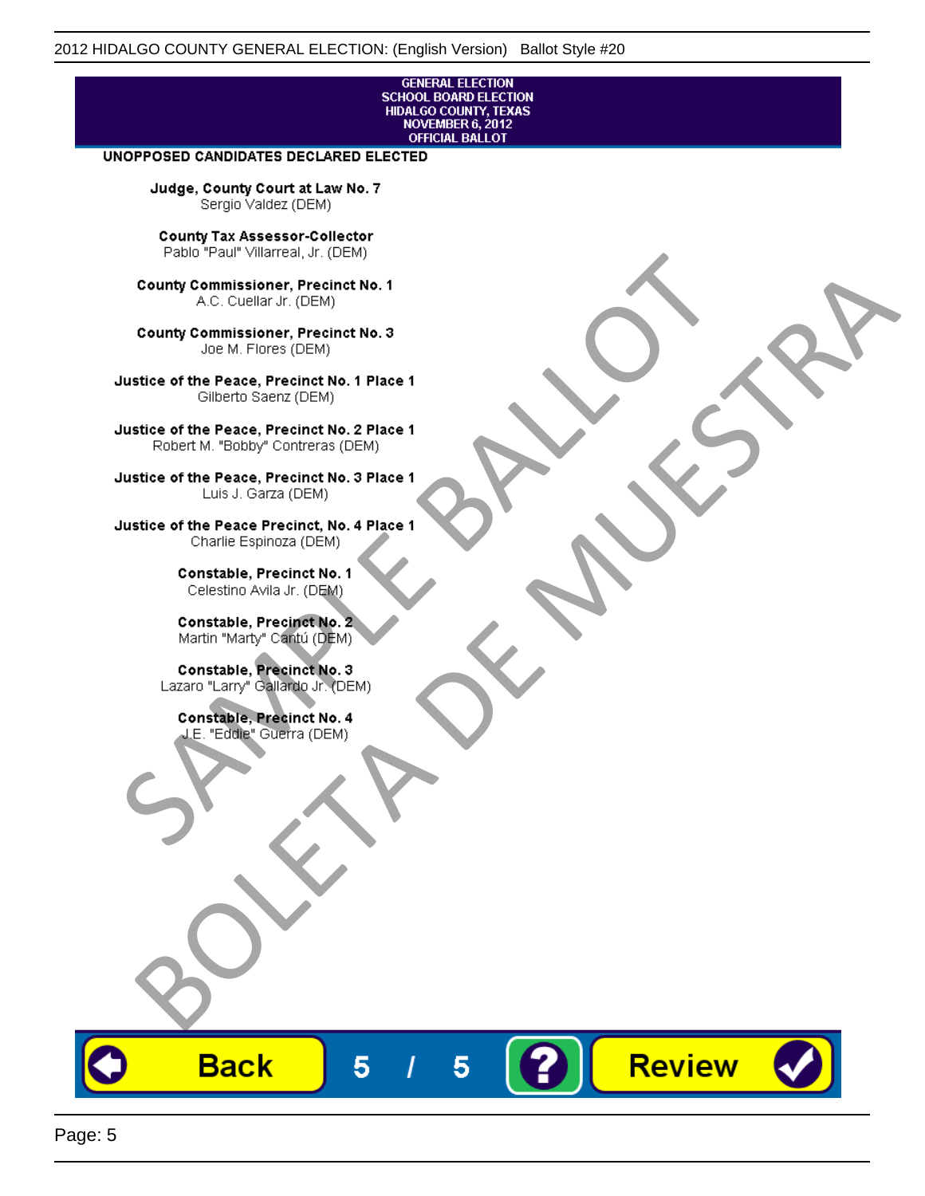GENERAL ELECTION
SCHOOL BOARD ELECTION
HIDALGO COUNTY, TEXAS
NOVEMBER 6, 2012
OFFICIAL BALLOT

**UNOPPOSED CANDIDATES DECLARED ELECTED**

**Judge, County Court at Law No. 7**
Sergio Valdez (DEM)

**County Tax Assessor-Collector**
Pablo "Paul" Villarreal, Jr. (DEM)

**County Commissioner, Precinct No. 1**
A.C. Cuellar Jr. (DEM)

**County Commissioner, Precinct No. 3**
Joe M. Flores (DEM)

**Justice of the Peace, Precinct No. 1 Place 1**
Gilberto Saenz (DEM)

**Justice of the Peace, Precinct No. 2 Place 1**
Robert M. "Bobby" Contreras (DEM)

**Justice of the Peace, Precinct No. 3 Place 1**
Luis J. Garza (DEM)

**Justice of the Peace Precinct, No. 4 Place 1**
Charlie Espinoza (DEM)

**Constable, Precinct No. 1**
Celestino Avila Jr. (DEM)

**Constable, Precinct No. 2**
Martin "Marty" Cantú (DEM)

**Constable, Precinct No. 3**
Lazaro "Larry" Gallardo Jr. (DEM)

**Constable, Precinct No. 4**
J.E. "Eddie" Guerra (DEM)

SAMPLE BALLOT
BOLETA DE MUESTRA

Back 5 / 5 ? Review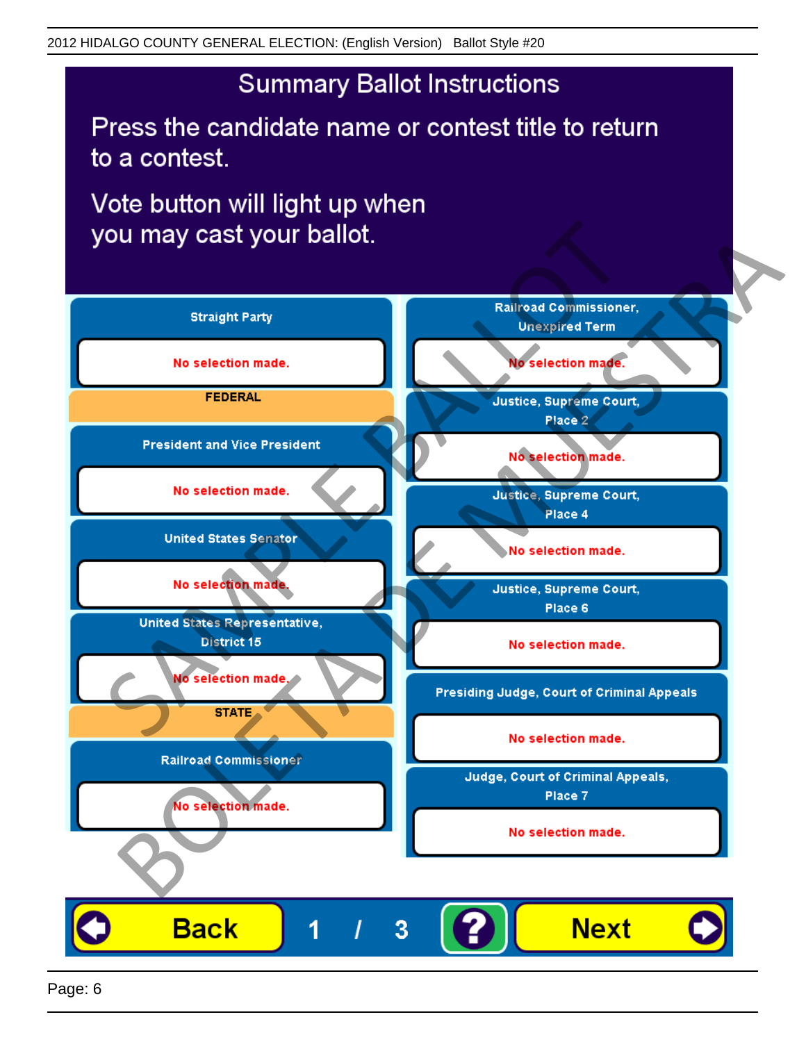## Summary Ballot Instructions

Press the candidate name or contest title to return to a contest.

Vote button will light up when you may cast your ballot.

**Straight Party**

No selection made.

**FEDERAL**

**President and Vice President**

No selection made.

**United States Senator**

No selection made.

**United States Representative, District 15**

No selection made.

**STATE**

**Railroad Commissioner**

No selection made.

**Railroad Commissioner, Unexpired Term**

No selection made.

**Justice, Supreme Court, Place 2**

No selection made.

**Justice, Supreme Court, Place 4**

No selection made.

**Justice, Supreme Court, Place 6**

No selection made.

**Presiding Judge, Court of Criminal Appeals**

No selection made.

**Judge, Court of Criminal Appeals, Place 7**

No selection made.

Back 1 / 3 ? Next

SAMPLE BALLOT BOLETA DE MUESTRA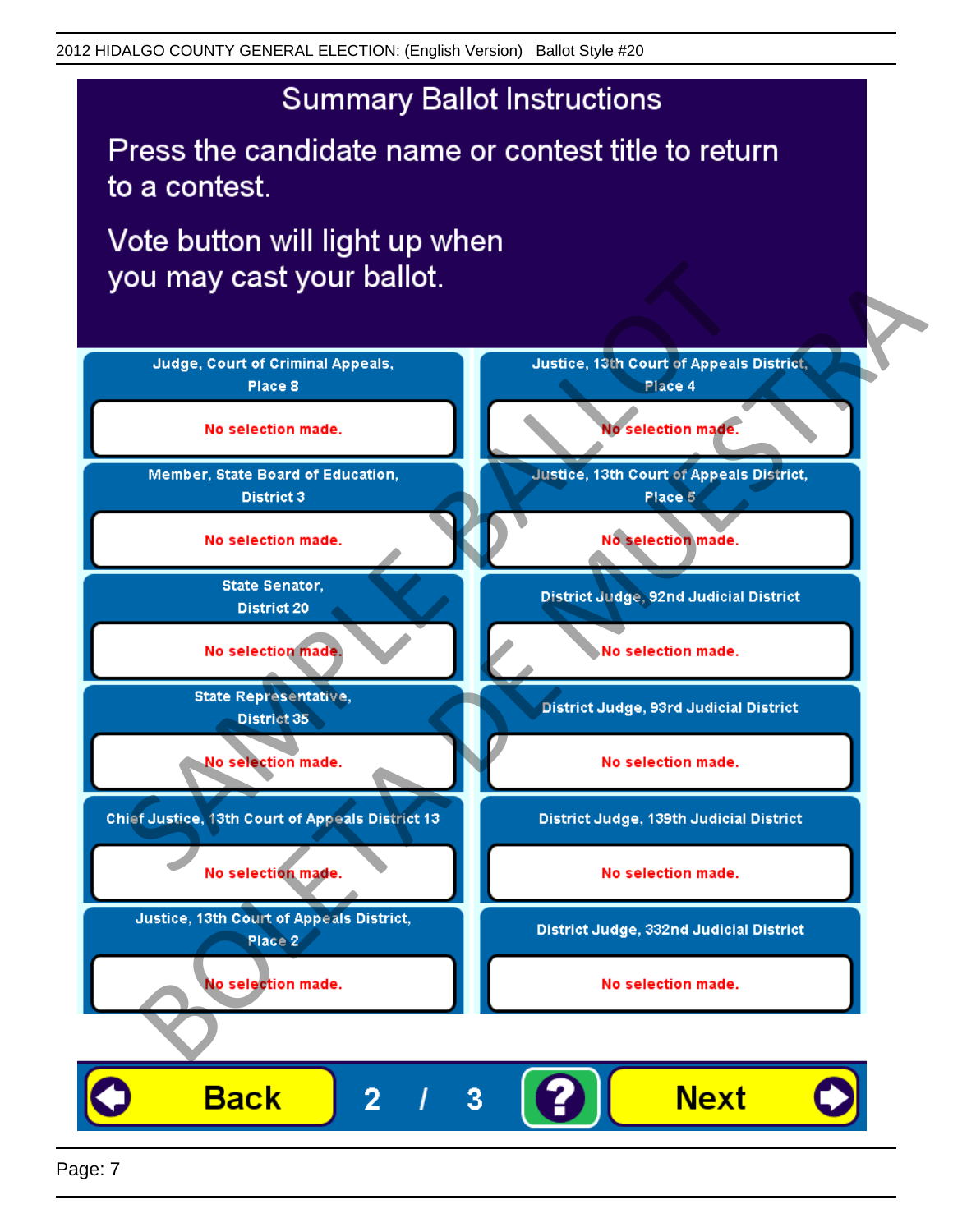## Summary Ballot Instructions

Press the candidate name or contest title to return to a contest.

Vote button will light up when you may cast your ballot.

| Contest | Selection |
| --- | --- |
| Judge, Court of Criminal Appeals, Place 8 | No selection made. |
| Member, State Board of Education, District 3 | No selection made. |
| State Senator, District 20 | No selection made. |
| State Representative, District 35 | No selection made. |
| Chief Justice, 13th Court of Appeals District 13 | No selection made. |
| Justice, 13th Court of Appeals District, Place 2 | No selection made. |
| Justice, 13th Court of Appeals District, Place 4 | No selection made. |
| Justice, 13th Court of Appeals District, Place 5 | No selection made. |
| District Judge, 92nd Judicial District | No selection made. |
| District Judge, 93rd Judicial District | No selection made. |
| District Judge, 139th Judicial District | No selection made. |
| District Judge, 332nd Judicial District | No selection made. |

Back 2 / 3 ? Next

SAMPLE BALLOT BOLETA DE MUESTRA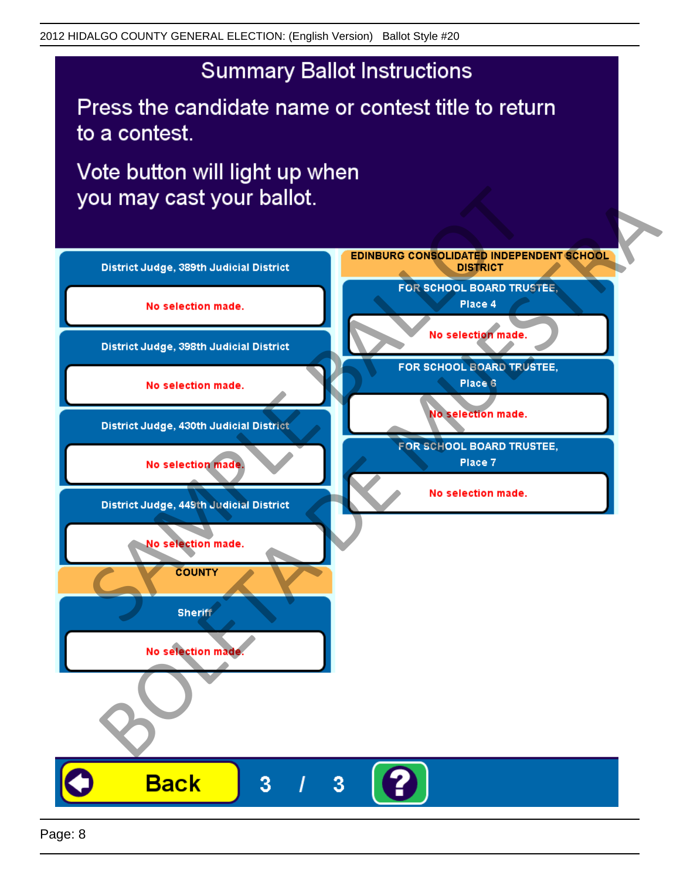# Summary Ballot Instructions

Press the candidate name or contest title to return to a contest.

Vote button will light up when you may cast your ballot.

**District Judge, 389th Judicial District**

No selection made.

**District Judge, 398th Judicial District**

No selection made.

**District Judge, 430th Judicial District**

No selection made.

**District Judge, 449th Judicial District**

No selection made.

**COUNTY**

**Sheriff**

No selection made.

**EDINBURG CONSOLIDATED INDEPENDENT SCHOOL DISTRICT**

**FOR SCHOOL BOARD TRUSTEE, Place 4**

No selection made.

**FOR SCHOOL BOARD TRUSTEE, Place 6**

No selection made.

**FOR SCHOOL BOARD TRUSTEE, Place 7**

No selection made.

Back

3 / 3

?

SAMPLE BALLOT
BOLETA DE MUESTRA